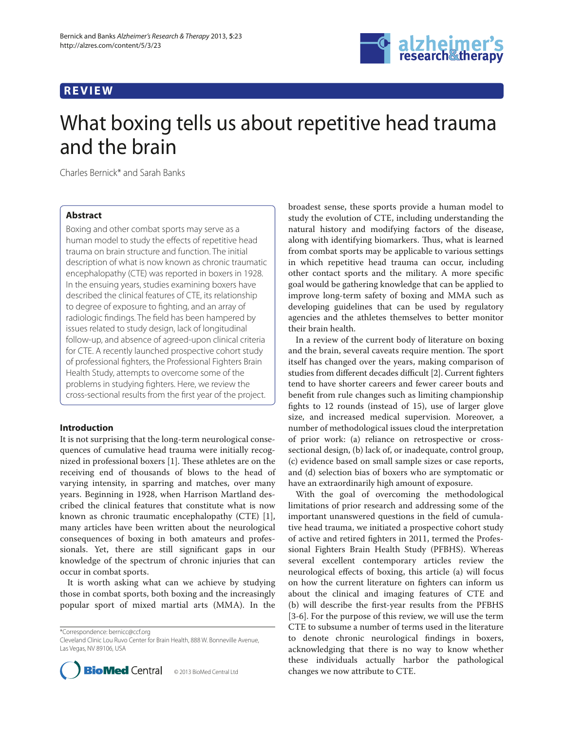REVIEW

# What boxing tells us about repetitive head trauma and the brain

Charles Bernick* and Sarah Banks

## Abstract

Boxing and other combat sports may serve as a human model to study the effects of repetitive head trauma on brain structure and function. The initial description of what is now known as chronic traumatic encephalopathy (CTE) was reported in boxers in 1928. In the ensuing years, studies examining boxers have described the clinical features of CTE, its relationship to degree of exposure to fighting, and an array of radiologic findings. The field has been hampered by issues related to study design, lack of longitudinal follow-up, and absence of agreed-upon clinical criteria for CTE. A recently launched prospective cohort study of professional fighters, the Professional Fighters Brain Health Study, attempts to overcome some of the problems in studying fighters. Here, we review the cross-sectional results from the first year of the project.

## Introduction

It is not surprising that the long-term neurological consequences of cumulative head trauma were initially recognized in professional boxers [1]. These athletes are on the receiving end of thousands of blows to the head of varying intensity, in sparring and matches, over many years. Beginning in 1928, when Harrison Martland described the clinical features that constitute what is now known as chronic traumatic encephalopathy (CTE) [1], many articles have been written about the neurological consequences of boxing in both amateurs and professionals. Yet, there are still significant gaps in our knowledge of the spectrum of chronic injuries that can occur in combat sports.

It is worth asking what can we achieve by studying those in combat sports, both boxing and the increasingly popular sport of mixed martial arts (MMA). In the broadest sense, these sports provide a human model to study the evolution of CTE, including understanding the natural history and modifying factors of the disease, along with identifying biomarkers. Thus, what is learned from combat sports may be applicable to various settings in which repetitive head trauma can occur, including other contact sports and the military. A more specific goal would be gathering knowledge that can be applied to improve long-term safety of boxing and MMA such as developing guidelines that can be used by regulatory agencies and the athletes themselves to better monitor their brain health.

In a review of the current body of literature on boxing and the brain, several caveats require mention. The sport itself has changed over the years, making comparison of studies from different decades difficult [2]. Current fighters tend to have shorter careers and fewer career bouts and benefit from rule changes such as limiting championship fights to 12 rounds (instead of 15), use of larger glove size, and increased medical supervision. Moreover, a number of methodological issues cloud the interpretation of prior work: (a) reliance on retrospective or cross-sectional design, (b) lack of, or inadequate, control group, (c) evidence based on small sample sizes or case reports, and (d) selection bias of boxers who are symptomatic or have an extraordinarily high amount of exposure.

With the goal of overcoming the methodological limitations of prior research and addressing some of the important unanswered questions in the field of cumulative head trauma, we initiated a prospective cohort study of active and retired fighters in 2011, termed the Professional Fighters Brain Health Study (PFBHS). Whereas several excellent contemporary articles review the neurological effects of boxing, this article (a) will focus on how the current literature on fighters can inform us about the clinical and imaging features of CTE and (b) will describe the first-year results from the PFBHS [3-6]. For the purpose of this review, we will use the term CTE to subsume a number of terms used in the literature to denote chronic neurological findings in boxers, acknowledging that there is no way to know whether these individuals actually harbor the pathological changes we now attribute to CTE.

*Correspondence: bernicc@ccf.org
Cleveland Clinic Lou Ruvo Center for Brain Health, 888 W. Bonneville Avenue, Las Vegas, NV 89106, USA

© 2013 BioMed Central Ltd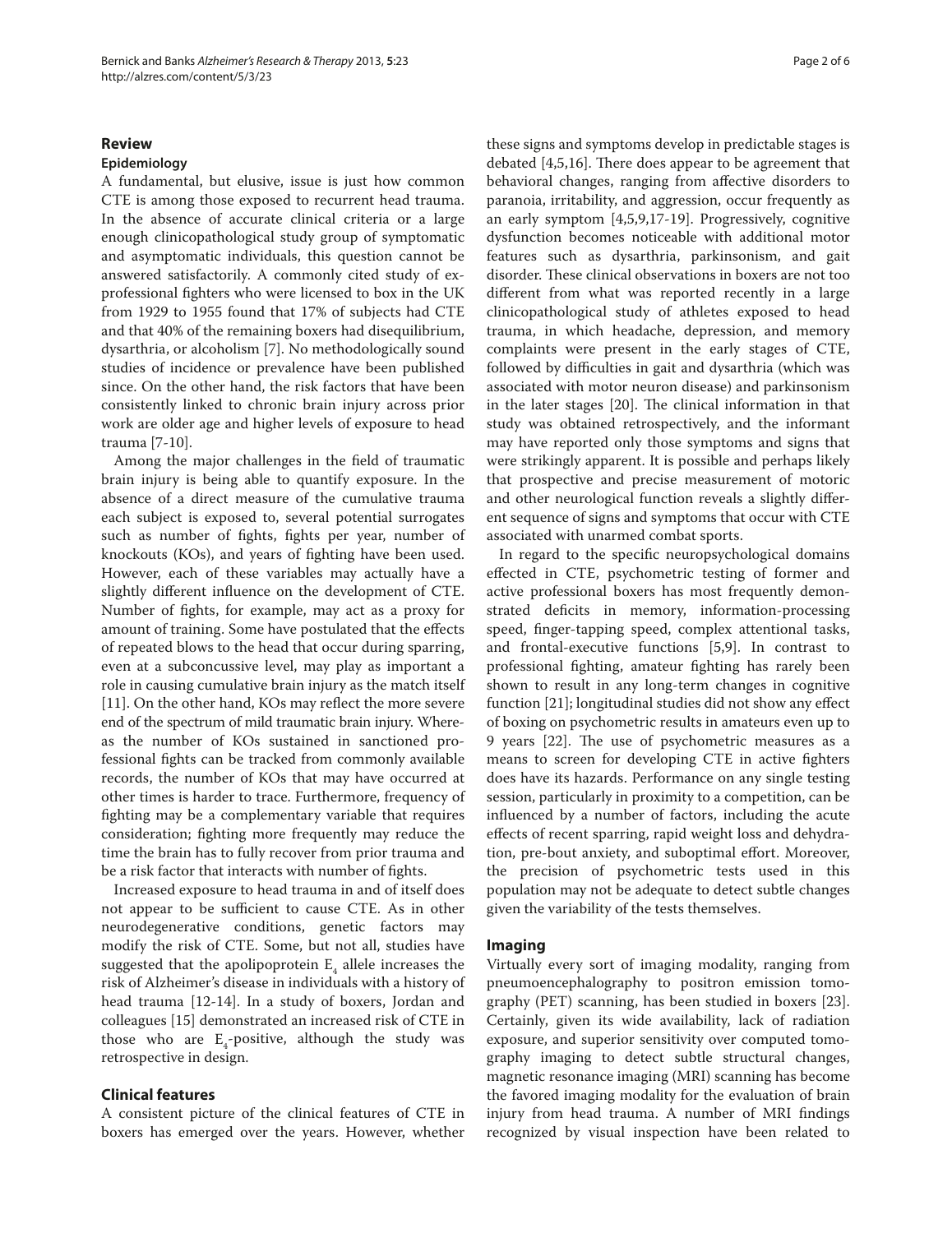## Review

### Epidemiology

A fundamental, but elusive, issue is just how common CTE is among those exposed to recurrent head trauma. In the absence of accurate clinical criteria or a large enough clinicopathological study group of symptomatic and asymptomatic individuals, this question cannot be answered satisfactorily. A commonly cited study of ex-professional fighters who were licensed to box in the UK from 1929 to 1955 found that 17% of subjects had CTE and that 40% of the remaining boxers had disequilibrium, dysarthria, or alcoholism [7]. No methodologically sound studies of incidence or prevalence have been published since. On the other hand, the risk factors that have been consistently linked to chronic brain injury across prior work are older age and higher levels of exposure to head trauma [7-10].

Among the major challenges in the field of traumatic brain injury is being able to quantify exposure. In the absence of a direct measure of the cumulative trauma each subject is exposed to, several potential surrogates such as number of fights, fights per year, number of knockouts (KOs), and years of fighting have been used. However, each of these variables may actually have a slightly different influence on the development of CTE. Number of fights, for example, may act as a proxy for amount of training. Some have postulated that the effects of repeated blows to the head that occur during sparring, even at a subconcussive level, may play as important a role in causing cumulative brain injury as the match itself [11]. On the other hand, KOs may reflect the more severe end of the spectrum of mild traumatic brain injury. Whereas the number of KOs sustained in sanctioned professional fights can be tracked from commonly available records, the number of KOs that may have occurred at other times is harder to trace. Furthermore, frequency of fighting may be a complementary variable that requires consideration; fighting more frequently may reduce the time the brain has to fully recover from prior trauma and be a risk factor that interacts with number of fights.

Increased exposure to head trauma in and of itself does not appear to be sufficient to cause CTE. As in other neurodegenerative conditions, genetic factors may modify the risk of CTE. Some, but not all, studies have suggested that the apolipoprotein $E_4$ allele increases the risk of Alzheimer's disease in individuals with a history of head trauma [12-14]. In a study of boxers, Jordan and colleagues [15] demonstrated an increased risk of CTE in those who are $E_4$-positive, although the study was retrospective in design.

### Clinical features

A consistent picture of the clinical features of CTE in boxers has emerged over the years. However, whether these signs and symptoms develop in predictable stages is debated [4,5,16]. There does appear to be agreement that behavioral changes, ranging from affective disorders to paranoia, irritability, and aggression, occur frequently as an early symptom [4,5,9,17-19]. Progressively, cognitive dysfunction becomes noticeable with additional motor features such as dysarthria, parkinsonism, and gait disorder. These clinical observations in boxers are not too different from what was reported recently in a large clinicopathological study of athletes exposed to head trauma, in which headache, depression, and memory complaints were present in the early stages of CTE, followed by difficulties in gait and dysarthria (which was associated with motor neuron disease) and parkinsonism in the later stages [20]. The clinical information in that study was obtained retrospectively, and the informant may have reported only those symptoms and signs that were strikingly apparent. It is possible and perhaps likely that prospective and precise measurement of motoric and other neurological function reveals a slightly different sequence of signs and symptoms that occur with CTE associated with unarmed combat sports.

In regard to the specific neuropsychological domains effected in CTE, psychometric testing of former and active professional boxers has most frequently demonstrated deficits in memory, information-processing speed, finger-tapping speed, complex attentional tasks, and frontal-executive functions [5,9]. In contrast to professional fighting, amateur fighting has rarely been shown to result in any long-term changes in cognitive function [21]; longitudinal studies did not show any effect of boxing on psychometric results in amateurs even up to 9 years [22]. The use of psychometric measures as a means to screen for developing CTE in active fighters does have its hazards. Performance on any single testing session, particularly in proximity to a competition, can be influenced by a number of factors, including the acute effects of recent sparring, rapid weight loss and dehydration, pre-bout anxiety, and suboptimal effort. Moreover, the precision of psychometric tests used in this population may not be adequate to detect subtle changes given the variability of the tests themselves.

### Imaging

Virtually every sort of imaging modality, ranging from pneumoencephalography to positron emission tomography (PET) scanning, has been studied in boxers [23]. Certainly, given its wide availability, lack of radiation exposure, and superior sensitivity over computed tomography imaging to detect subtle structural changes, magnetic resonance imaging (MRI) scanning has become the favored imaging modality for the evaluation of brain injury from head trauma. A number of MRI findings recognized by visual inspection have been related to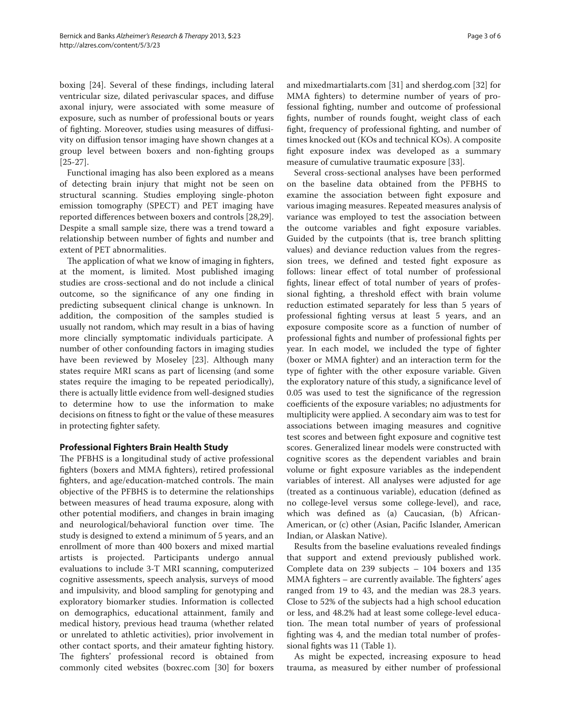boxing [24]. Several of these findings, including lateral ventricular size, dilated perivascular spaces, and diffuse axonal injury, were associated with some measure of exposure, such as number of professional bouts or years of fighting. Moreover, studies using measures of diffusivity on diffusion tensor imaging have shown changes at a group level between boxers and non-fighting groups [25-27].

Functional imaging has also been explored as a means of detecting brain injury that might not be seen on structural scanning. Studies employing single-photon emission tomography (SPECT) and PET imaging have reported differences between boxers and controls [28,29]. Despite a small sample size, there was a trend toward a relationship between number of fights and number and extent of PET abnormalities.

The application of what we know of imaging in fighters, at the moment, is limited. Most published imaging studies are cross-sectional and do not include a clinical outcome, so the significance of any one finding in predicting subsequent clinical change is unknown. In addition, the composition of the samples studied is usually not random, which may result in a bias of having more clincially symptomatic individuals participate. A number of other confounding factors in imaging studies have been reviewed by Moseley [23]. Although many states require MRI scans as part of licensing (and some states require the imaging to be repeated periodically), there is actually little evidence from well-designed studies to determine how to use the information to make decisions on fitness to fight or the value of these measures in protecting fighter safety.

## Professional Fighters Brain Health Study

The PFBHS is a longitudinal study of active professional fighters (boxers and MMA fighters), retired professional fighters, and age/education-matched controls. The main objective of the PFBHS is to determine the relationships between measures of head trauma exposure, along with other potential modifiers, and changes in brain imaging and neurological/behavioral function over time. The study is designed to extend a minimum of 5 years, and an enrollment of more than 400 boxers and mixed martial artists is projected. Participants undergo annual evaluations to include 3-T MRI scanning, computerized cognitive assessments, speech analysis, surveys of mood and impulsivity, and blood sampling for genotyping and exploratory biomarker studies. Information is collected on demographics, educational attainment, family and medical history, previous head trauma (whether related or unrelated to athletic activities), prior involvement in other contact sports, and their amateur fighting history. The fighters' professional record is obtained from commonly cited websites (boxrec.com [30] for boxers and mixedmartialarts.com [31] and sherdog.com [32] for MMA fighters) to determine number of years of professional fighting, number and outcome of professional fights, number of rounds fought, weight class of each fight, frequency of professional fighting, and number of times knocked out (KOs and technical KOs). A composite fight exposure index was developed as a summary measure of cumulative traumatic exposure [33].

Several cross-sectional analyses have been performed on the baseline data obtained from the PFBHS to examine the association between fight exposure and various imaging measures. Repeated measures analysis of variance was employed to test the association between the outcome variables and fight exposure variables. Guided by the cutpoints (that is, tree branch splitting values) and deviance reduction values from the regression trees, we defined and tested fight exposure as follows: linear effect of total number of professional fights, linear effect of total number of years of professional fighting, a threshold effect with brain volume reduction estimated separately for less than 5 years of professional fighting versus at least 5 years, and an exposure composite score as a function of number of professional fights and number of professional fights per year. In each model, we included the type of fighter (boxer or MMA fighter) and an interaction term for the type of fighter with the other exposure variable. Given the exploratory nature of this study, a significance level of 0.05 was used to test the significance of the regression coefficients of the exposure variables; no adjustments for multiplicity were applied. A secondary aim was to test for associations between imaging measures and cognitive test scores and between fight exposure and cognitive test scores. Generalized linear models were constructed with cognitive scores as the dependent variables and brain volume or fight exposure variables as the independent variables of interest. All analyses were adjusted for age (treated as a continuous variable), education (defined as no college-level versus some college-level), and race, which was defined as (a) Caucasian, (b) African-American, or (c) other (Asian, Pacific Islander, American Indian, or Alaskan Native).

Results from the baseline evaluations revealed findings that support and extend previously published work. Complete data on 239 subjects – 104 boxers and 135 MMA fighters – are currently available. The fighters' ages ranged from 19 to 43, and the median was 28.3 years. Close to 52% of the subjects had a high school education or less, and 48.2% had at least some college-level education. The mean total number of years of professional fighting was 4, and the median total number of professional fights was 11 (Table 1).

As might be expected, increasing exposure to head trauma, as measured by either number of professional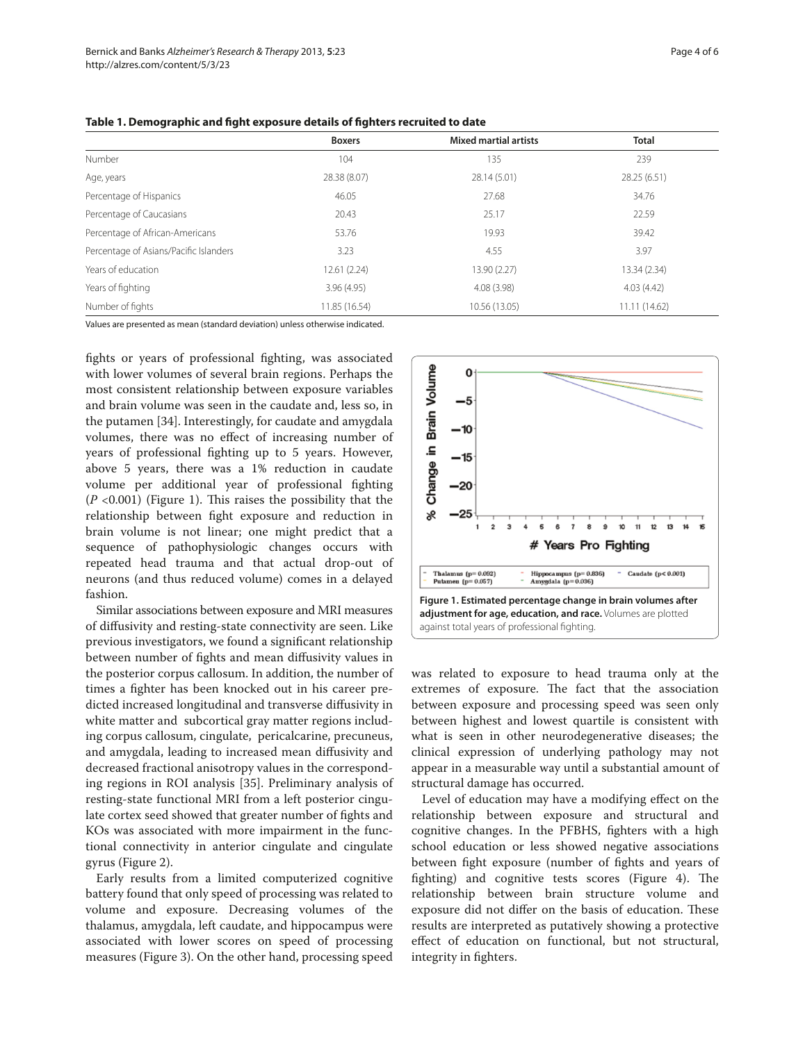**Table 1. Demographic and fight exposure details of fighters recruited to date**

| | Boxers | Mixed martial artists | Total |
|---|---|---|---|
| Number | 104 | 135 | 239 |
| Age, years | 28.38 (8.07) | 28.14 (5.01) | 28.25 (6.51) |
| Percentage of Hispanics | 46.05 | 27.68 | 34.76 |
| Percentage of Caucasians | 20.43 | 25.17 | 22.59 |
| Percentage of African-Americans | 53.76 | 19.93 | 39.42 |
| Percentage of Asians/Pacific Islanders | 3.23 | 4.55 | 3.97 |
| Years of education | 12.61 (2.24) | 13.90 (2.27) | 13.34 (2.34) |
| Years of fighting | 3.96 (4.95) | 4.08 (3.98) | 4.03 (4.42) |
| Number of fights | 11.85 (16.54) | 10.56 (13.05) | 11.11 (14.62) |

Values are presented as mean (standard deviation) unless otherwise indicated.

fights or years of professional fighting, was associated with lower volumes of several brain regions. Perhaps the most consistent relationship between exposure variables and brain volume was seen in the caudate and, less so, in the putamen [34]. Interestingly, for caudate and amygdala volumes, there was no effect of increasing number of years of professional fighting up to 5 years. However, above 5 years, there was a 1% reduction in caudate volume per additional year of professional fighting ($P$ <0.001) (Figure 1). This raises the possibility that the relationship between fight exposure and reduction in brain volume is not linear; one might predict that a sequence of pathophysiologic changes occurs with repeated head trauma and that actual drop-out of neurons (and thus reduced volume) comes in a delayed fashion.

Similar associations between exposure and MRI measures of diffusivity and resting-state connectivity are seen. Like previous investigators, we found a significant relationship between number of fights and mean diffusivity values in the posterior corpus callosum. In addition, the number of times a fighter has been knocked out in his career predicted increased longitudinal and transverse diffusivity in white matter and subcortical gray matter regions including corpus callosum, cingulate, pericalcarine, precuneus, and amygdala, leading to increased mean diffusivity and decreased fractional anisotropy values in the corresponding regions in ROI analysis [35]. Preliminary analysis of resting-state functional MRI from a left posterior cingulate cortex seed showed that greater number of fights and KOs was associated with more impairment in the functional connectivity in anterior cingulate and cingulate gyrus (Figure 2).

Early results from a limited computerized cognitive battery found that only speed of processing was related to volume and exposure. Decreasing volumes of the thalamus, amygdala, left caudate, and hippocampus were associated with lower scores on speed of processing measures (Figure 3). On the other hand, processing speed was related to exposure to head trauma only at the extremes of exposure. The fact that the association between exposure and processing speed was seen only between highest and lowest quartile is consistent with what is seen in other neurodegenerative diseases; the clinical expression of underlying pathology may not appear in a measurable way until a substantial amount of structural damage has occurred.

**Figure 1. Estimated percentage change in brain volumes after adjustment for age, education, and race.** Volumes are plotted against total years of professional fighting.

Level of education may have a modifying effect on the relationship between exposure and structural and cognitive changes. In the PFBHS, fighters with a high school education or less showed negative associations between fight exposure (number of fights and years of fighting) and cognitive tests scores (Figure 4). The relationship between brain structure volume and exposure did not differ on the basis of education. These results are interpreted as putatively showing a protective effect of education on functional, but not structural, integrity in fighters.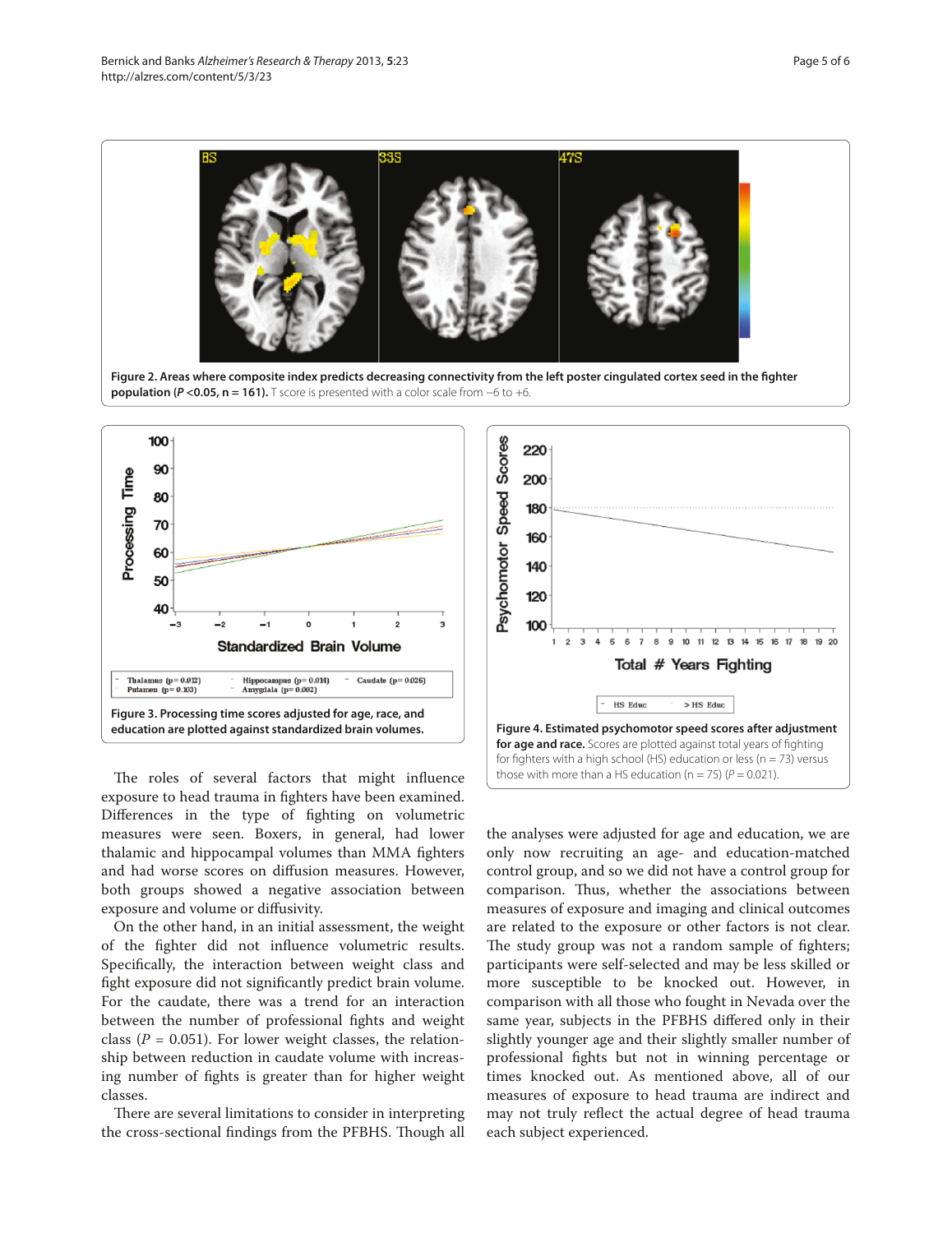Figure 2. Areas where composite index predicts decreasing connectivity from the left poster cingulated cortex seed in the fighter population ($P$ <0.05, n = 161). T score is presented with a color scale from −6 to +6.

Figure 3. Processing time scores adjusted for age, race, and education are plotted against standardized brain volumes.

Figure 4. Estimated psychomotor speed scores after adjustment for age and race. Scores are plotted against total years of fighting for fighters with a high school (HS) education or less (n = 73) versus those with more than a HS education (n = 75) ($P$ = 0.021).

The roles of several factors that might influence exposure to head trauma in fighters have been examined. Differences in the type of fighting on volumetric measures were seen. Boxers, in general, had lower thalamic and hippocampal volumes than MMA fighters and had worse scores on diffusion measures. However, both groups showed a negative association between exposure and volume or diffusivity.

On the other hand, in an initial assessment, the weight of the fighter did not influence volumetric results. Specifically, the interaction between weight class and fight exposure did not significantly predict brain volume. For the caudate, there was a trend for an interaction between the number of professional fights and weight class ($P$ = 0.051). For lower weight classes, the relationship between reduction in caudate volume with increasing number of fights is greater than for higher weight classes.

There are several limitations to consider in interpreting the cross-sectional findings from the PFBHS. Though all the analyses were adjusted for age and education, we are only now recruiting an age- and education-matched control group, and so we did not have a control group for comparison. Thus, whether the associations between measures of exposure and imaging and clinical outcomes are related to the exposure or other factors is not clear. The study group was not a random sample of fighters; participants were self-selected and may be less skilled or more susceptible to be knocked out. However, in comparison with all those who fought in Nevada over the same year, subjects in the PFBHS differed only in their slightly younger age and their slightly smaller number of professional fights but not in winning percentage or times knocked out. As mentioned above, all of our measures of exposure to head trauma are indirect and may not truly reflect the actual degree of head trauma each subject experienced.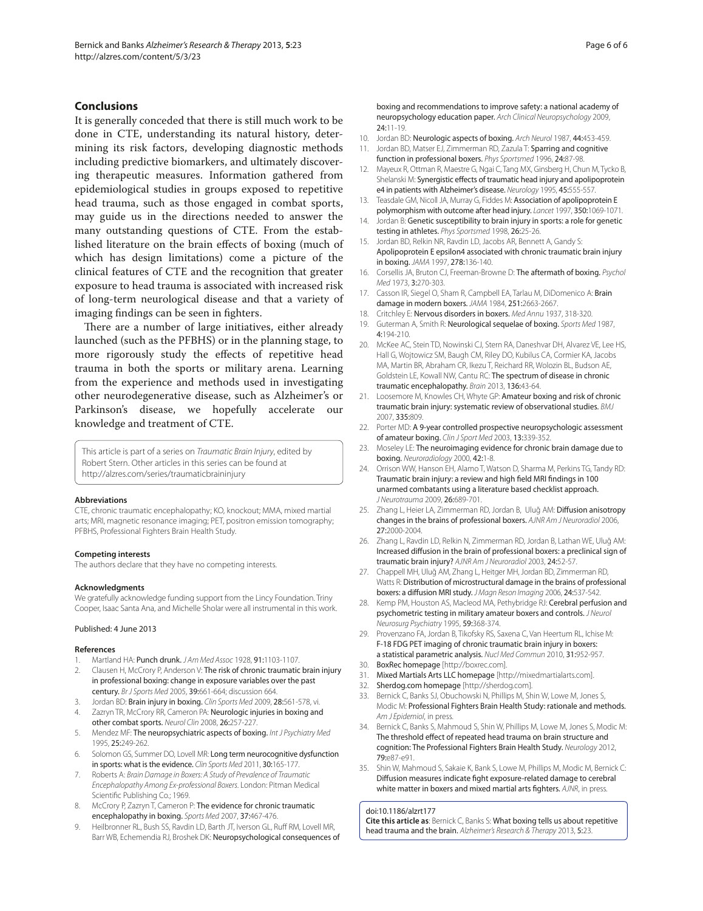## Conclusions

It is generally conceded that there is still much work to be done in CTE, understanding its natural history, determining its risk factors, developing diagnostic methods including predictive biomarkers, and ultimately discovering therapeutic measures. Information gathered from epidemiological studies in groups exposed to repetitive head trauma, such as those engaged in combat sports, may guide us in the directions needed to answer the many outstanding questions of CTE. From the established literature on the brain effects of boxing (much of which has design limitations) come a picture of the clinical features of CTE and the recognition that greater exposure to head trauma is associated with increased risk of long-term neurological disease and that a variety of imaging findings can be seen in fighters.

There are a number of large initiatives, either already launched (such as the PFBHS) or in the planning stage, to more rigorously study the effects of repetitive head trauma in both the sports or military arena. Learning from the experience and methods used in investigating other neurodegenerative disease, such as Alzheimer's or Parkinson's disease, we hopefully accelerate our knowledge and treatment of CTE.

This article is part of a series on *Traumatic Brain Injury*, edited by Robert Stern. Other articles in this series can be found at http://alzres.com/series/traumaticbraininjury

#### Abbreviations

CTE, chronic traumatic encephalopathy; KO, knockout; MMA, mixed martial arts; MRI, magnetic resonance imaging; PET, positron emission tomography; PFBHS, Professional Fighters Brain Health Study.

#### Competing interests

The authors declare that they have no competing interests.

#### Acknowledgments

We gratefully acknowledge funding support from the Lincy Foundation. Triny Cooper, Isaac Santa Ana, and Michelle Sholar were all instrumental in this work.

Published: 4 June 2013

#### References

1. Martland HA: **Punch drunk.** *J Am Med Assoc* 1928, **91:**1103-1107.
2. Clausen H, McCrory P, Anderson V: **The risk of chronic traumatic brain injury in professional boxing: change in exposure variables over the past century.** *Br J Sports Med* 2005, **39:**661-664; discussion 664.
3. Jordan BD: **Brain injury in boxing.** *Clin Sports Med* 2009, **28:**561-578, vi.
4. Zazryn TR, McCrory RR, Cameron PA: **Neurologic injuries in boxing and other combat sports.** *Neurol Clin* 2008, **26:**257-227.
5. Mendez MF: **The neuropsychiatric aspects of boxing.** *Int J Psychiatry Med* 1995, **25:**249-262.
6. Solomon GS, Summer DO, Lovell MR: **Long term neurocognitive dysfunction in sports: what is the evidence.** *Clin Sports Med* 2011, **30:**165-177.
7. Roberts A: *Brain Damage in Boxers: A Study of Prevalence of Traumatic Encephalopathy Among Ex-professional Boxers*. London: Pitman Medical Scientific Publishing Co.; 1969.
8. McCrory P, Zazryn T, Cameron P: **The evidence for chronic traumatic encephalopathy in boxing.** *Sports Med* 2007, **37:**467-476.
9. Heilbronner RL, Bush SS, Ravdin LD, Barth JT, Iverson GL, Ruff RM, Lovell MR, Barr WB, Echemendia RJ, Broshek DK: **Neuropsychological consequences of boxing and recommendations to improve safety: a national academy of neuropsychology education paper.** *Arch Clinical Neuropsychology* 2009, **24:**11-19.
10. Jordan BD: **Neurologic aspects of boxing.** *Arch Neurol* 1987, **44:**453-459.
11. Jordan BD, Matser EJ, Zimmerman RD, Zazula T: **Sparring and cognitive function in professional boxers.** *Phys Sportsmed* 1996, **24:**87-98.
12. Mayeux R, Ottman R, Maestre G, Ngai C, Tang MX, Ginsberg H, Chun M, Tycko B, Shelanski M: **Synergistic effects of traumatic head injury and apolipoprotein e4 in patients with Alzheimer's disease.** *Neurology* 1995, **45:**555-557.
13. Teasdale GM, Nicoll JA, Murray G, Fiddes M: **Association of apolipoprotein E polymorphism with outcome after head injury.** *Lancet* 1997, **350:**1069-1071.
14. Jordan B: **Genetic susceptibility to brain injury in sports: a role for genetic testing in athletes.** *Phys Sportsmed* 1998, **26:**25-26.
15. Jordan BD, Relkin NR, Ravdin LD, Jacobs AR, Bennett A, Gandy S: **Apolipoprotein E epsilon4 associated with chronic traumatic brain injury in boxing.** *JAMA* 1997, **278:**136-140.
16. Corsellis JA, Bruton CJ, Freeman-Browne D: **The aftermath of boxing.** *Psychol Med* 1973, **3:**270-303.
17. Casson IR, Siegel O, Sham R, Campbell EA, Tarlau M, DiDomenico A: **Brain damage in modern boxers.** *JAMA* 1984, **251:**2663-2667.
18. Critchley E: **Nervous disorders in boxers.** *Med Annu* 1937, 318-320.
19. Guterman A, Smith R: **Neurological sequelae of boxing.** *Sports Med* 1987, **4:**194-210.
20. McKee AC, Stein TD, Nowinski CJ, Stern RA, Daneshvar DH, Alvarez VE, Lee HS, Hall G, Wojtowicz SM, Baugh CM, Riley DO, Kubilus CA, Cormier KA, Jacobs MA, Martin BR, Abraham CR, Ikezu T, Reichard RR, Wolozin BL, Budson AE, Goldstein LE, Kowall NW, Cantu RC: **The spectrum of disease in chronic traumatic encephalopathy.** *Brain* 2013, **136:**43-64.
21. Loosemore M, Knowles CH, Whyte GP: **Amateur boxing and risk of chronic traumatic brain injury: systematic review of observational studies.** *BMJ* 2007, **335:**809.
22. Porter MD: **A 9-year controlled prospective neuropsychologic assessment of amateur boxing.** *Clin J Sport Med* 2003, **13:**339-352.
23. Moseley LE: **The neuroimaging evidence for chronic brain damage due to boxing.** *Neuroradiology* 2000, **42:**1-8.
24. Orrison WW, Hanson EH, Alamo T, Watson D, Sharma M, Perkins TG, Tandy RD: **Traumatic brain injury: a review and high field MRI findings in 100 unarmed combatants using a literature based checklist approach.** *J Neurotrauma* 2009, **26:**689-701.
25. Zhang L, Heier LA, Zimmerman RD, Jordan B, Uluğ AM: **Diffusion anisotropy changes in the brains of professional boxers.** *AJNR Am J Neuroradiol* 2006, **27:**2000-2004.
26. Zhang L, Ravdin LD, Relkin N, Zimmerman RD, Jordan B, Lathan WE, Uluğ AM: **Increased diffusion in the brain of professional boxers: a preclinical sign of traumatic brain injury?** *AJNR Am J Neuroradiol* 2003, **24:**52-57.
27. Chappell MH, Uluğ AM, Zhang L, Heitger MH, Jordan BD, Zimmerman RD, Watts R: **Distribution of microstructural damage in the brains of professional boxers: a diffusion MRI study.** *J Magn Reson Imaging* 2006, **24:**537-542.
28. Kemp PM, Houston AS, Macleod MA, Pethybridge RJ: **Cerebral perfusion and psychometric testing in military amateur boxers and controls.** *J Neurol Neurosurg Psychiatry* 1995, **59:**368-374.
29. Provenzano FA, Jordan B, Tikofsky RS, Saxena C, Van Heertum RL, Ichise M: **F-18 FDG PET imaging of chronic traumatic brain injury in boxers: a statistical parametric analysis.** *Nucl Med Commun* 2010, **31:**952-957.
30. **BoxRec homepage** [http://boxrec.com].
31. **Mixed Martials Arts LLC homepage** [http://mixedmartialarts.com].
32. **Sherdog.com homepage** [http://sherdog.com].
33. Bernick C, Banks SJ, Obuchowski N, Phillips M, Shin W, Lowe M, Jones S, Modic M: **Professional Fighters Brain Health Study: rationale and methods.** *Am J Epidemiol*, in press.
34. Bernick C, Banks S, Mahmoud S, Shin W, Phillips M, Lowe M, Jones S, Modic M: **The threshold effect of repeated head trauma on brain structure and cognition: The Professional Fighters Brain Health Study.** *Neurology* 2012, **79:**e87-e91.
35. Shin W, Mahmoud S, Sakaie K, Bank S, Lowe M, Phillips M, Modic M, Bernick C: **Diffusion measures indicate fight exposure-related damage to cerebral white matter in boxers and mixed martial arts fighters.** *AJNR*, in press.

doi:10.1186/alzrt177
**Cite this article as**: Bernick C, Banks S: **What boxing tells us about repetitive head trauma and the brain.** *Alzheimer's Research & Therapy* 2013, **5:**23.